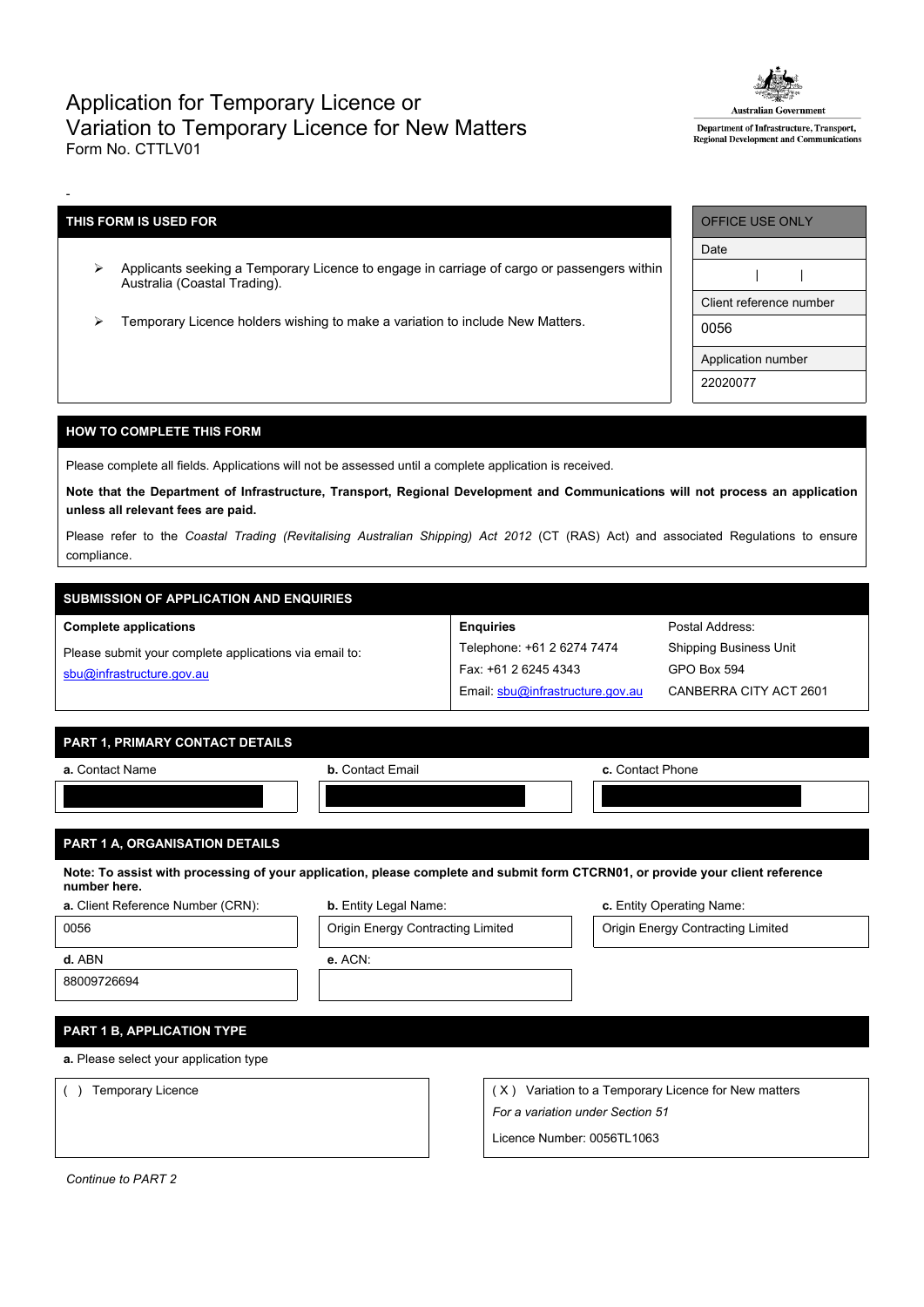# Application for Temporary Licence or Variation to Temporary Licence for New Matters

Form No. CTTLV01

Australian Government
Department of Infrastructure, Transport, Regional Development and Communications

-

| THIS FORM IS USED FOR |
|---|
| ➢ Applicants seeking a Temporary Licence to engage in carriage of cargo or passengers within Australia (Coastal Trading). |
| ➢ Temporary Licence holders wishing to make a variation to include New Matters. |

| OFFICE USE ONLY |
|---|
| Date |
| \| \| |
| Client reference number |
| 0056 |
| Application number |
| 22020077 |

## HOW TO COMPLETE THIS FORM

Please complete all fields. Applications will not be assessed until a complete application is received.

**Note that the Department of Infrastructure, Transport, Regional Development and Communications will not process an application unless all relevant fees are paid.**

Please refer to the *Coastal Trading (Revitalising Australian Shipping) Act 2012* (CT (RAS) Act) and associated Regulations to ensure compliance.

## SUBMISSION OF APPLICATION AND ENQUIRIES

| **Complete applications** | **Enquiries** | Postal Address: |
|---|---|---|
| Please submit your complete applications via email to: | Telephone: +61 2 6274 7474 | Shipping Business Unit |
| sbu@infrastructure.gov.au | Fax: +61 2 6245 4343 | GPO Box 594 |
| | Email: sbu@infrastructure.gov.au | CANBERRA CITY ACT 2601 |

## PART 1, PRIMARY CONTACT DETAILS

| **a.** Contact Name | **b.** Contact Email | **c.** Contact Phone |
|---|---|---|
| | | |

## PART 1 A, ORGANISATION DETAILS

**Note: To assist with processing of your application, please complete and submit form CTCRN01, or provide your client reference number here.**

| **a.** Client Reference Number (CRN): | **b.** Entity Legal Name: | **c.** Entity Operating Name: |
|---|---|---|
| 0056 | Origin Energy Contracting Limited | Origin Energy Contracting Limited |
| **d.** ABN | **e.** ACN: | |
| 88009726694 | | |

## PART 1 B, APPLICATION TYPE

**a.** Please select your application type

| ( ) Temporary Licence | ( X ) Variation to a Temporary Licence for New matters<br>*For a variation under Section 51*<br>Licence Number: 0056TL1063 |
|---|---|

*Continue to PART 2*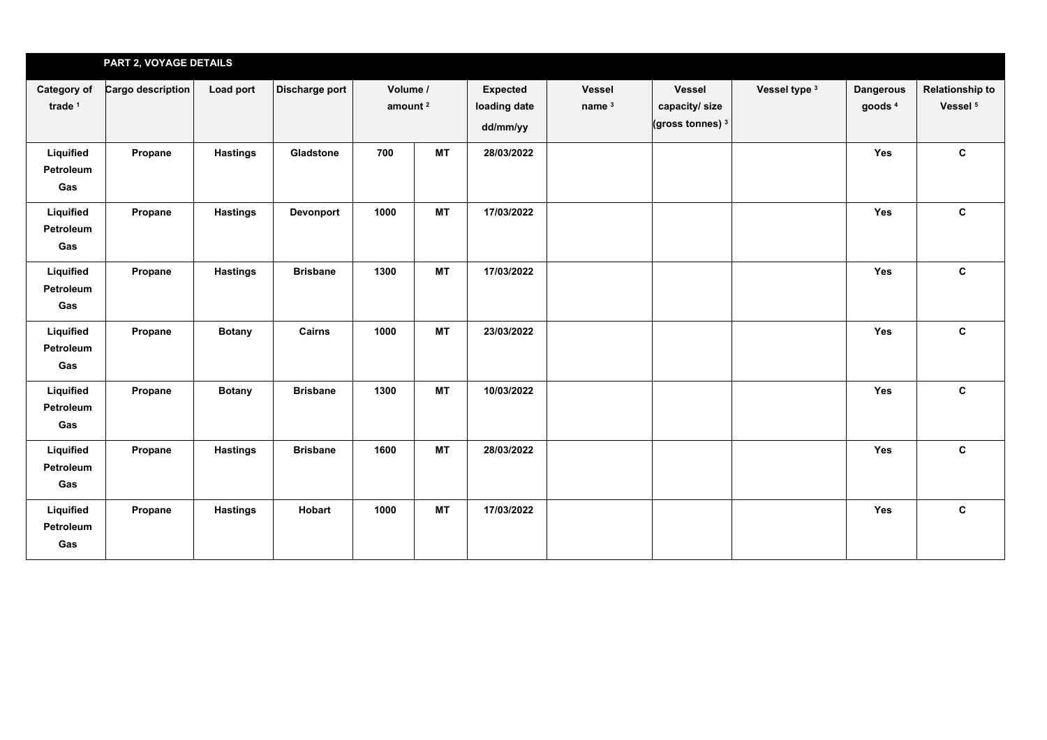## PART 2, VOYAGE DETAILS

| Category of trade [1] | Cargo description | Load port | Discharge port | Volume / amount [2] | | Expected loading date dd/mm/yy | Vessel name [3] | Vessel capacity/ size (gross tonnes) [3] | Vessel type [3] | Dangerous goods [4] | Relationship to Vessel [5] |
|---|---|---|---|---|---|---|---|---|---|---|---|
| Liquified Petroleum Gas | Propane | Hastings | Gladstone | 700 | MT | 28/03/2022 | | | | Yes | C |
| Liquified Petroleum Gas | Propane | Hastings | Devonport | 1000 | MT | 17/03/2022 | | | | Yes | C |
| Liquified Petroleum Gas | Propane | Hastings | Brisbane | 1300 | MT | 17/03/2022 | | | | Yes | C |
| Liquified Petroleum Gas | Propane | Botany | Cairns | 1000 | MT | 23/03/2022 | | | | Yes | C |
| Liquified Petroleum Gas | Propane | Botany | Brisbane | 1300 | MT | 10/03/2022 | | | | Yes | C |
| Liquified Petroleum Gas | Propane | Hastings | Brisbane | 1600 | MT | 28/03/2022 | | | | Yes | C |
| Liquified Petroleum Gas | Propane | Hastings | Hobart | 1000 | MT | 17/03/2022 | | | | Yes | C |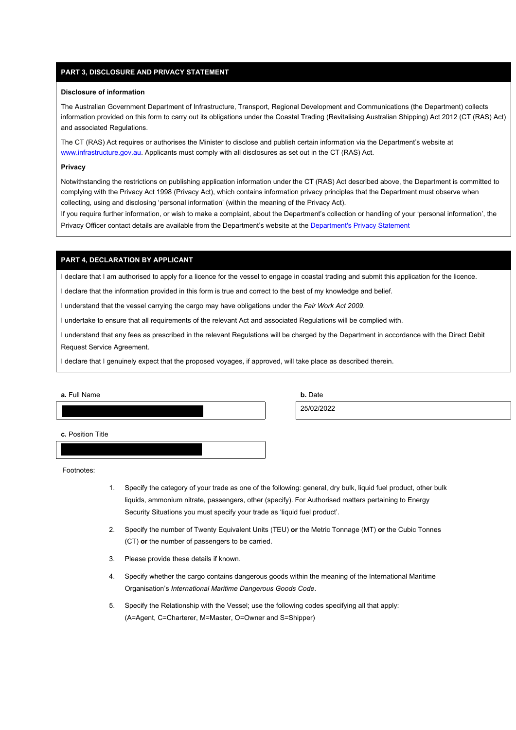## PART 3, DISCLOSURE AND PRIVACY STATEMENT

**Disclosure of information**

The Australian Government Department of Infrastructure, Transport, Regional Development and Communications (the Department) collects information provided on this form to carry out its obligations under the Coastal Trading (Revitalising Australian Shipping) Act 2012 (CT (RAS) Act) and associated Regulations.

The CT (RAS) Act requires or authorises the Minister to disclose and publish certain information via the Department's website at [www.infrastructure.gov.au](http://www.infrastructure.gov.au). Applicants must comply with all disclosures as set out in the CT (RAS) Act.

**Privacy**

Notwithstanding the restrictions on publishing application information under the CT (RAS) Act described above, the Department is committed to complying with the Privacy Act 1998 (Privacy Act), which contains information privacy principles that the Department must observe when collecting, using and disclosing 'personal information' (within the meaning of the Privacy Act).

If you require further information, or wish to make a complaint, about the Department's collection or handling of your 'personal information', the Privacy Officer contact details are available from the Department's website at the Department's Privacy Statement

## PART 4, DECLARATION BY APPLICANT

I declare that I am authorised to apply for a licence for the vessel to engage in coastal trading and submit this application for the licence.

I declare that the information provided in this form is true and correct to the best of my knowledge and belief.

I understand that the vessel carrying the cargo may have obligations under the *Fair Work Act 2009*.

I undertake to ensure that all requirements of the relevant Act and associated Regulations will be complied with.

I understand that any fees as prescribed in the relevant Regulations will be charged by the Department in accordance with the Direct Debit Request Service Agreement.

I declare that I genuinely expect that the proposed voyages, if approved, will take place as described therein.

**a.** Full Name

[redacted]

**b.** Date

25/02/2022

**c.** Position Title

[redacted]

Footnotes:

1. Specify the category of your trade as one of the following: general, dry bulk, liquid fuel product, other bulk liquids, ammonium nitrate, passengers, other (specify). For Authorised matters pertaining to Energy Security Situations you must specify your trade as 'liquid fuel product'.
2. Specify the number of Twenty Equivalent Units (TEU) **or** the Metric Tonnage (MT) **or** the Cubic Tonnes (CT) **or** the number of passengers to be carried.
3. Please provide these details if known.
4. Specify whether the cargo contains dangerous goods within the meaning of the International Maritime Organisation's *International Maritime Dangerous Goods Code*.
5. Specify the Relationship with the Vessel; use the following codes specifying all that apply: (A=Agent, C=Charterer, M=Master, O=Owner and S=Shipper)